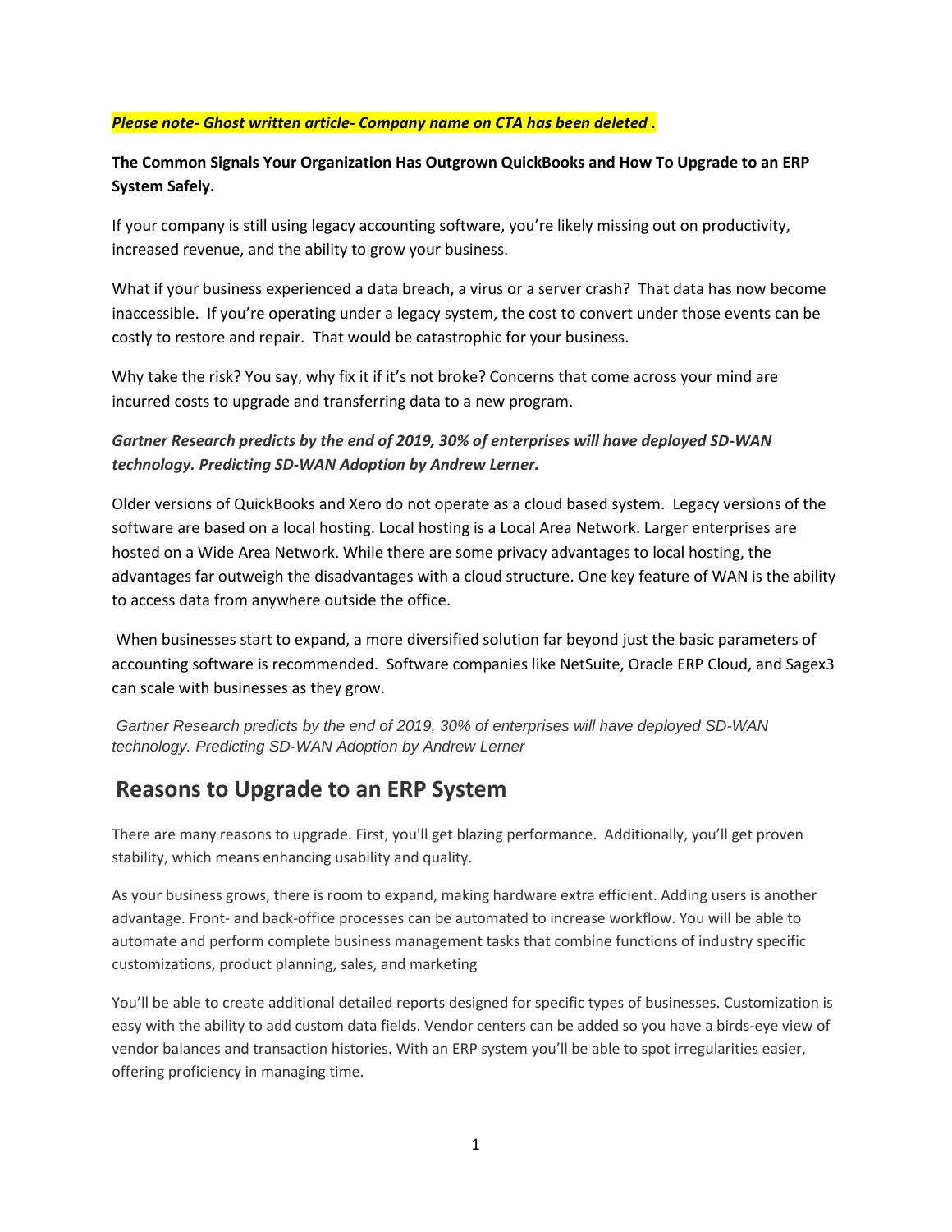***Please note- Ghost written article- Company name on CTA has been deleted .***

**The Common Signals Your Organization Has Outgrown QuickBooks and How To Upgrade to an ERP System Safely.**

If your company is still using legacy accounting software, you're likely missing out on productivity, increased revenue, and the ability to grow your business.

What if your business experienced a data breach, a virus or a server crash? That data has now become inaccessible. If you're operating under a legacy system, the cost to convert under those events can be costly to restore and repair. That would be catastrophic for your business.

Why take the risk? You say, why fix it if it's not broke? Concerns that come across your mind are incurred costs to upgrade and transferring data to a new program.

***Gartner Research predicts by the end of 2019, 30% of enterprises will have deployed SD-WAN technology. Predicting SD-WAN Adoption by Andrew Lerner.***

Older versions of QuickBooks and Xero do not operate as a cloud based system. Legacy versions of the software are based on a local hosting. Local hosting is a Local Area Network. Larger enterprises are hosted on a Wide Area Network. While there are some privacy advantages to local hosting, the advantages far outweigh the disadvantages with a cloud structure. One key feature of WAN is the ability to access data from anywhere outside the office.

When businesses start to expand, a more diversified solution far beyond just the basic parameters of accounting software is recommended. Software companies like NetSuite, Oracle ERP Cloud, and Sagex3 can scale with businesses as they grow.

*Gartner Research predicts by the end of 2019, 30% of enterprises will have deployed SD-WAN technology. Predicting SD-WAN Adoption by Andrew Lerner*

## Reasons to Upgrade to an ERP System

There are many reasons to upgrade. First, you'll get blazing performance. Additionally, you'll get proven stability, which means enhancing usability and quality.

As your business grows, there is room to expand, making hardware extra efficient. Adding users is another advantage. Front- and back-office processes can be automated to increase workflow. You will be able to automate and perform complete business management tasks that combine functions of industry specific customizations, product planning, sales, and marketing

You'll be able to create additional detailed reports designed for specific types of businesses. Customization is easy with the ability to add custom data fields. Vendor centers can be added so you have a birds-eye view of vendor balances and transaction histories. With an ERP system you'll be able to spot irregularities easier, offering proficiency in managing time.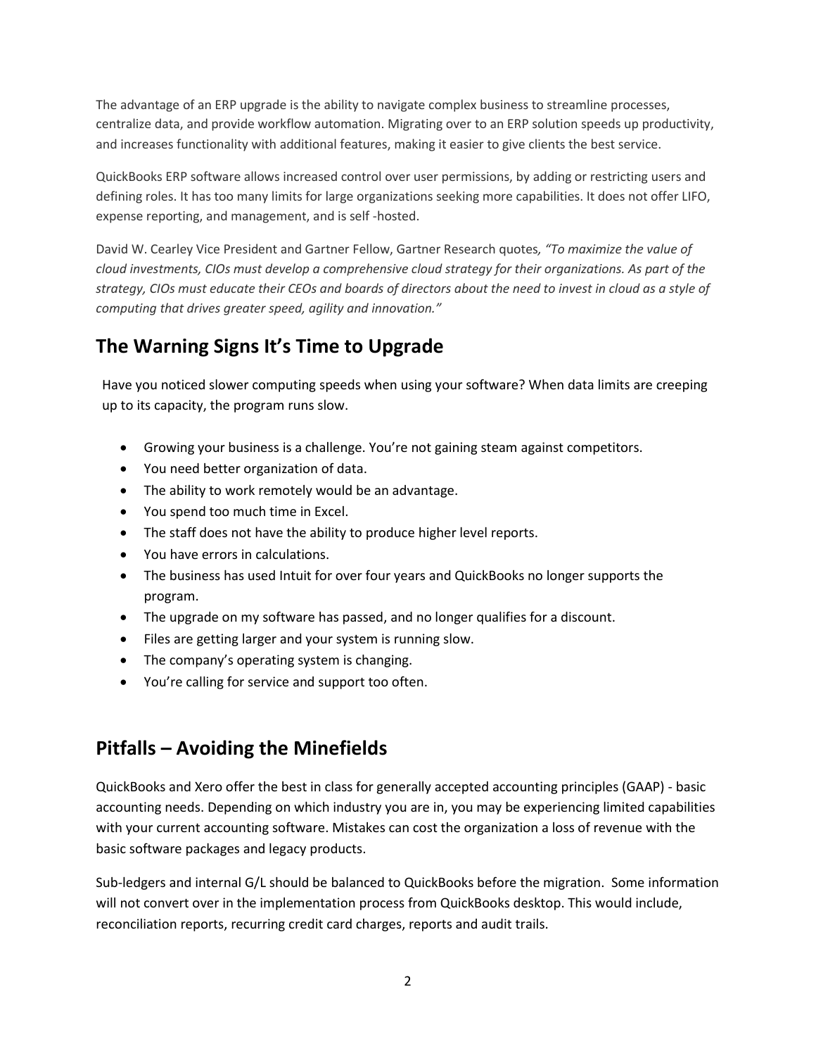The advantage of an ERP upgrade is the ability to navigate complex business to streamline processes, centralize data, and provide workflow automation. Migrating over to an ERP solution speeds up productivity, and increases functionality with additional features, making it easier to give clients the best service.

QuickBooks ERP software allows increased control over user permissions, by adding or restricting users and defining roles. It has too many limits for large organizations seeking more capabilities. It does not offer LIFO, expense reporting, and management, and is self -hosted.

David W. Cearley Vice President and Gartner Fellow, Gartner Research quotes*, "To maximize the value of cloud investments, CIOs must develop a comprehensive cloud strategy for their organizations. As part of the strategy, CIOs must educate their CEOs and boards of directors about the need to invest in cloud as a style of computing that drives greater speed, agility and innovation."*

## The Warning Signs It's Time to Upgrade

Have you noticed slower computing speeds when using your software? When data limits are creeping up to its capacity, the program runs slow.

- Growing your business is a challenge. You're not gaining steam against competitors.
- You need better organization of data.
- The ability to work remotely would be an advantage.
- You spend too much time in Excel.
- The staff does not have the ability to produce higher level reports.
- You have errors in calculations.
- The business has used Intuit for over four years and QuickBooks no longer supports the program.
- The upgrade on my software has passed, and no longer qualifies for a discount.
- Files are getting larger and your system is running slow.
- The company's operating system is changing.
- You're calling for service and support too often.

## Pitfalls – Avoiding the Minefields

QuickBooks and Xero offer the best in class for generally accepted accounting principles (GAAP) - basic accounting needs. Depending on which industry you are in, you may be experiencing limited capabilities with your current accounting software. Mistakes can cost the organization a loss of revenue with the basic software packages and legacy products.

Sub-ledgers and internal G/L should be balanced to QuickBooks before the migration. Some information will not convert over in the implementation process from QuickBooks desktop. This would include, reconciliation reports, recurring credit card charges, reports and audit trails.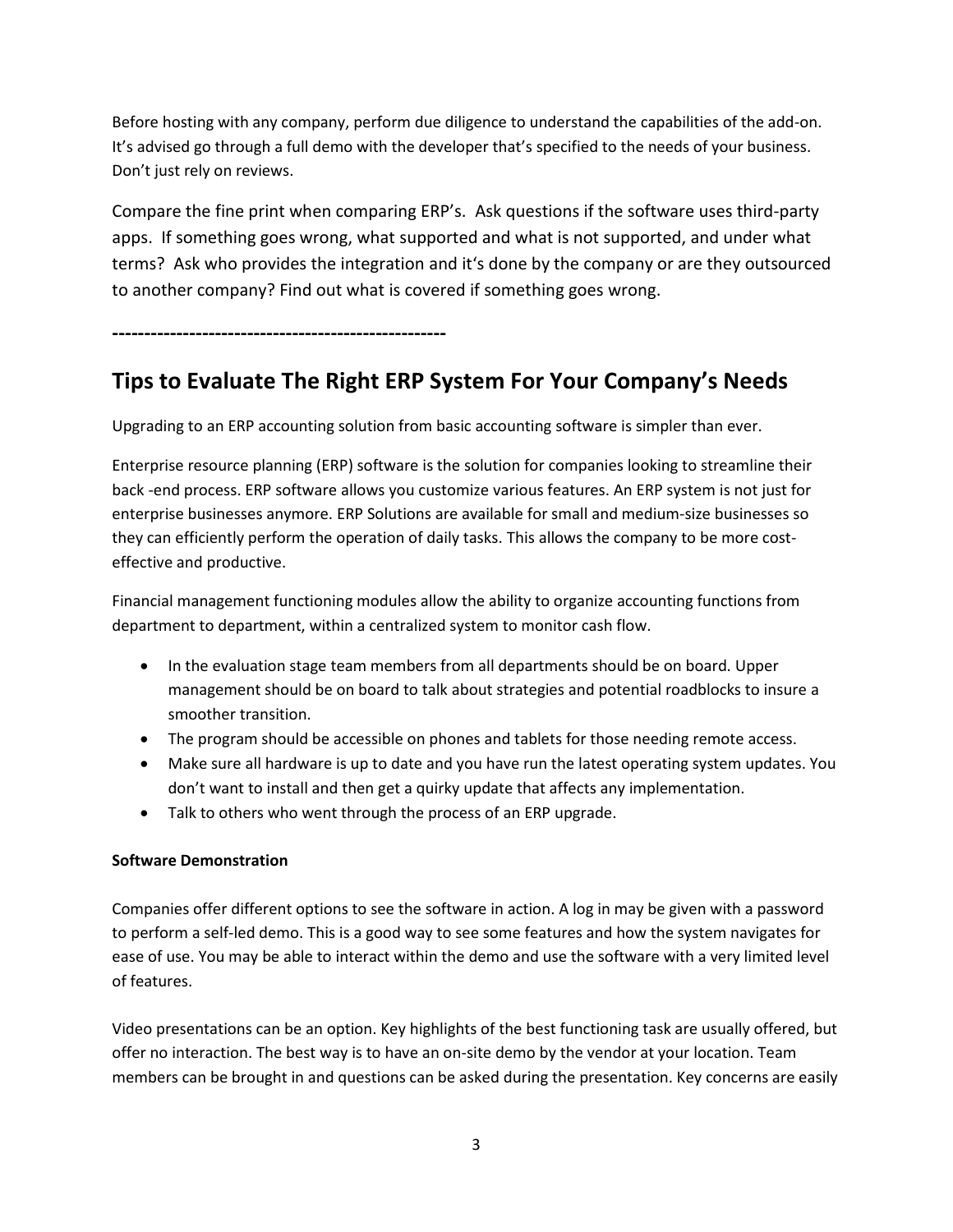Before hosting with any company, perform due diligence to understand the capabilities of the add-on. It's advised go through a full demo with the developer that's specified to the needs of your business. Don't just rely on reviews.

Compare the fine print when comparing ERP's. Ask questions if the software uses third-party apps. If something goes wrong, what supported and what is not supported, and under what terms? Ask who provides the integration and it's done by the company or are they outsourced to another company? Find out what is covered if something goes wrong.

**----------------------------------------------------**

## Tips to Evaluate The Right ERP System For Your Company's Needs

Upgrading to an ERP accounting solution from basic accounting software is simpler than ever.

Enterprise resource planning (ERP) software is the solution for companies looking to streamline their back -end process. ERP software allows you customize various features. An ERP system is not just for enterprise businesses anymore. ERP Solutions are available for small and medium-size businesses so they can efficiently perform the operation of daily tasks. This allows the company to be more cost-effective and productive.

Financial management functioning modules allow the ability to organize accounting functions from department to department, within a centralized system to monitor cash flow.

- In the evaluation stage team members from all departments should be on board. Upper management should be on board to talk about strategies and potential roadblocks to insure a smoother transition.
- The program should be accessible on phones and tablets for those needing remote access.
- Make sure all hardware is up to date and you have run the latest operating system updates. You don't want to install and then get a quirky update that affects any implementation.
- Talk to others who went through the process of an ERP upgrade.

**Software Demonstration**

Companies offer different options to see the software in action. A log in may be given with a password to perform a self-led demo. This is a good way to see some features and how the system navigates for ease of use. You may be able to interact within the demo and use the software with a very limited level of features.

Video presentations can be an option. Key highlights of the best functioning task are usually offered, but offer no interaction. The best way is to have an on-site demo by the vendor at your location. Team members can be brought in and questions can be asked during the presentation. Key concerns are easily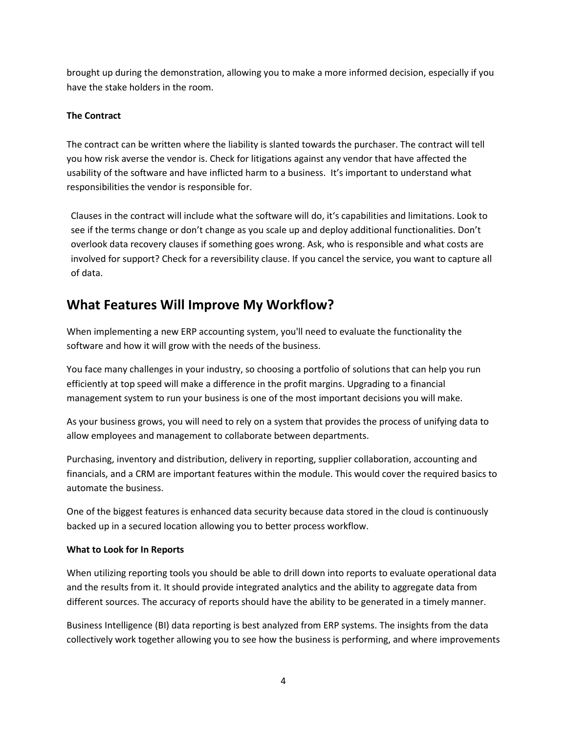brought up during the demonstration, allowing you to make a more informed decision, especially if you have the stake holders in the room.

**The Contract**

The contract can be written where the liability is slanted towards the purchaser. The contract will tell you how risk averse the vendor is. Check for litigations against any vendor that have affected the usability of the software and have inflicted harm to a business. It's important to understand what responsibilities the vendor is responsible for.

Clauses in the contract will include what the software will do, it's capabilities and limitations. Look to see if the terms change or don't change as you scale up and deploy additional functionalities. Don't overlook data recovery clauses if something goes wrong. Ask, who is responsible and what costs are involved for support? Check for a reversibility clause. If you cancel the service, you want to capture all of data.

## What Features Will Improve My Workflow?

When implementing a new ERP accounting system, you'll need to evaluate the functionality the software and how it will grow with the needs of the business.

You face many challenges in your industry, so choosing a portfolio of solutions that can help you run efficiently at top speed will make a difference in the profit margins. Upgrading to a financial management system to run your business is one of the most important decisions you will make.

As your business grows, you will need to rely on a system that provides the process of unifying data to allow employees and management to collaborate between departments.

Purchasing, inventory and distribution, delivery in reporting, supplier collaboration, accounting and financials, and a CRM are important features within the module. This would cover the required basics to automate the business.

One of the biggest features is enhanced data security because data stored in the cloud is continuously backed up in a secured location allowing you to better process workflow.

**What to Look for In Reports**

When utilizing reporting tools you should be able to drill down into reports to evaluate operational data and the results from it. It should provide integrated analytics and the ability to aggregate data from different sources. The accuracy of reports should have the ability to be generated in a timely manner.

Business Intelligence (BI) data reporting is best analyzed from ERP systems. The insights from the data collectively work together allowing you to see how the business is performing, and where improvements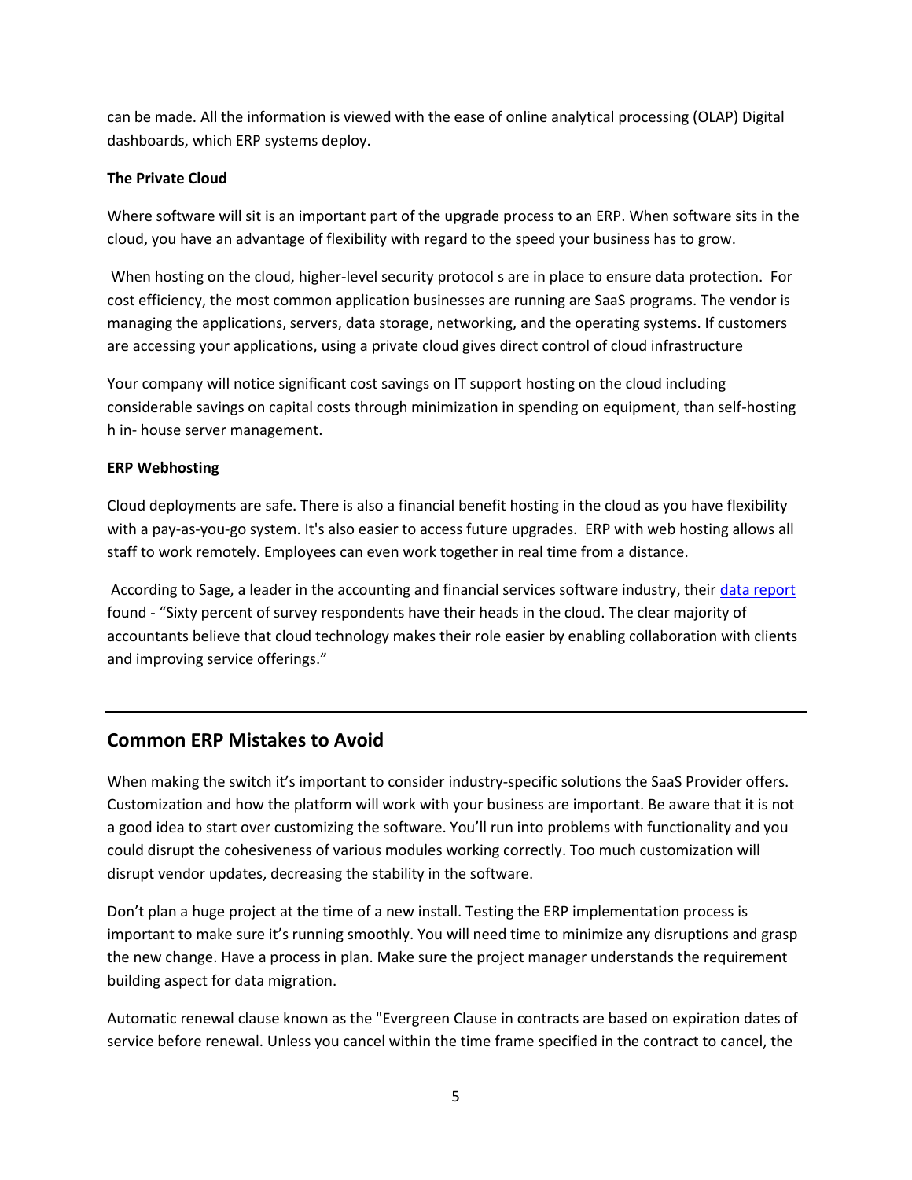can be made. All the information is viewed with the ease of online analytical processing (OLAP) Digital dashboards, which ERP systems deploy.

**The Private Cloud**

Where software will sit is an important part of the upgrade process to an ERP. When software sits in the cloud, you have an advantage of flexibility with regard to the speed your business has to grow.

When hosting on the cloud, higher-level security protocol s are in place to ensure data protection. For cost efficiency, the most common application businesses are running are SaaS programs. The vendor is managing the applications, servers, data storage, networking, and the operating systems. If customers are accessing your applications, using a private cloud gives direct control of cloud infrastructure

Your company will notice significant cost savings on IT support hosting on the cloud including considerable savings on capital costs through minimization in spending on equipment, than self-hosting h in- house server management.

**ERP Webhosting**

Cloud deployments are safe. There is also a financial benefit hosting in the cloud as you have flexibility with a pay-as-you-go system. It's also easier to access future upgrades. ERP with web hosting allows all staff to work remotely. Employees can even work together in real time from a distance.

According to Sage, a leader in the accounting and financial services software industry, their data report found - "Sixty percent of survey respondents have their heads in the cloud. The clear majority of accountants believe that cloud technology makes their role easier by enabling collaboration with clients and improving service offerings."

---

## Common ERP Mistakes to Avoid

When making the switch it's important to consider industry-specific solutions the SaaS Provider offers. Customization and how the platform will work with your business are important. Be aware that it is not a good idea to start over customizing the software. You'll run into problems with functionality and you could disrupt the cohesiveness of various modules working correctly. Too much customization will disrupt vendor updates, decreasing the stability in the software.

Don't plan a huge project at the time of a new install. Testing the ERP implementation process is important to make sure it's running smoothly. You will need time to minimize any disruptions and grasp the new change. Have a process in plan. Make sure the project manager understands the requirement building aspect for data migration.

Automatic renewal clause known as the "Evergreen Clause in contracts are based on expiration dates of service before renewal. Unless you cancel within the time frame specified in the contract to cancel, the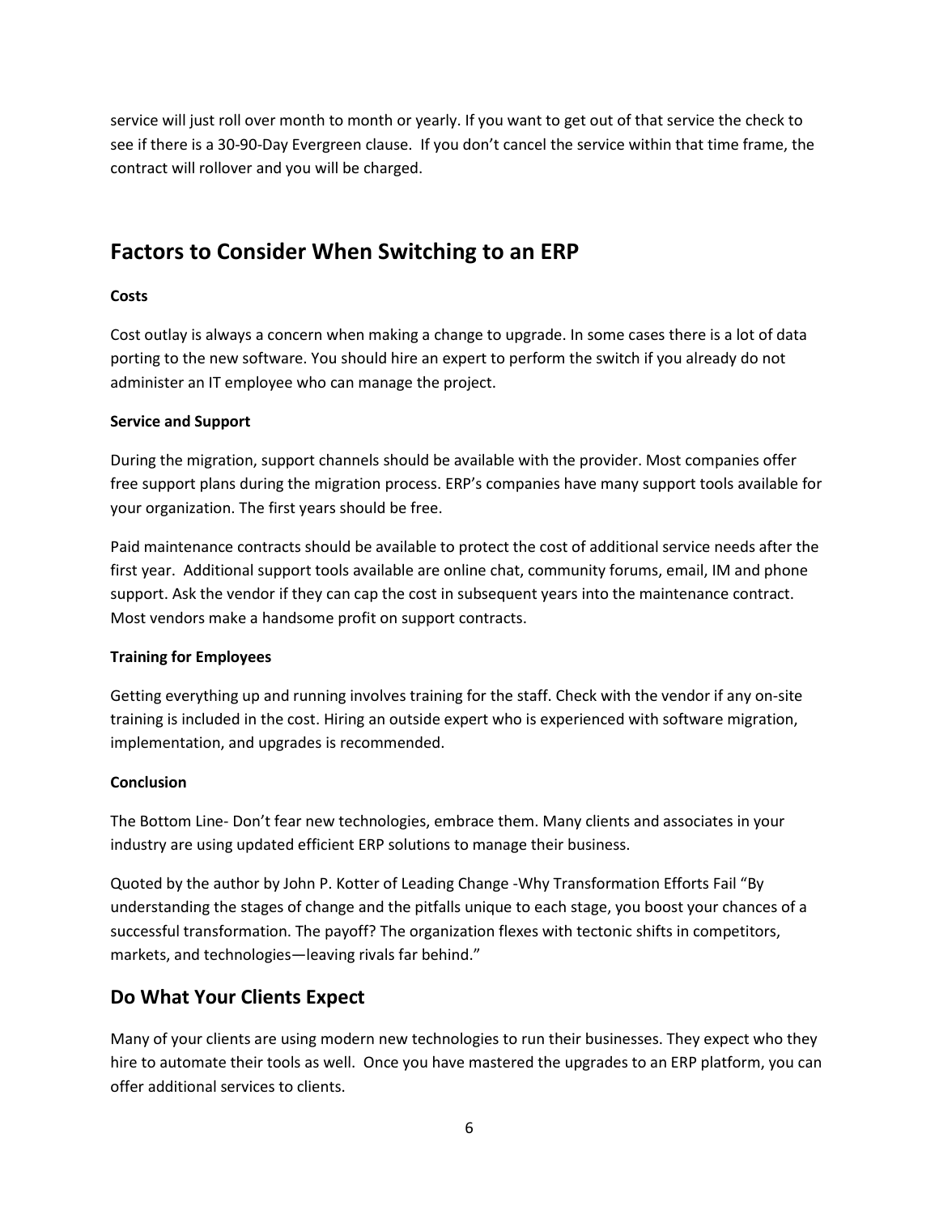service will just roll over month to month or yearly. If you want to get out of that service the check to see if there is a 30-90-Day Evergreen clause. If you don't cancel the service within that time frame, the contract will rollover and you will be charged.

## Factors to Consider When Switching to an ERP

**Costs**

Cost outlay is always a concern when making a change to upgrade. In some cases there is a lot of data porting to the new software. You should hire an expert to perform the switch if you already do not administer an IT employee who can manage the project.

**Service and Support**

During the migration, support channels should be available with the provider. Most companies offer free support plans during the migration process. ERP's companies have many support tools available for your organization. The first years should be free.

Paid maintenance contracts should be available to protect the cost of additional service needs after the first year. Additional support tools available are online chat, community forums, email, IM and phone support. Ask the vendor if they can cap the cost in subsequent years into the maintenance contract. Most vendors make a handsome profit on support contracts.

**Training for Employees**

Getting everything up and running involves training for the staff. Check with the vendor if any on-site training is included in the cost. Hiring an outside expert who is experienced with software migration, implementation, and upgrades is recommended.

**Conclusion**

The Bottom Line- Don't fear new technologies, embrace them. Many clients and associates in your industry are using updated efficient ERP solutions to manage their business.

Quoted by the author by John P. Kotter of Leading Change -Why Transformation Efforts Fail "By understanding the stages of change and the pitfalls unique to each stage, you boost your chances of a successful transformation. The payoff? The organization flexes with tectonic shifts in competitors, markets, and technologies—leaving rivals far behind."

## Do What Your Clients Expect

Many of your clients are using modern new technologies to run their businesses. They expect who they hire to automate their tools as well. Once you have mastered the upgrades to an ERP platform, you can offer additional services to clients.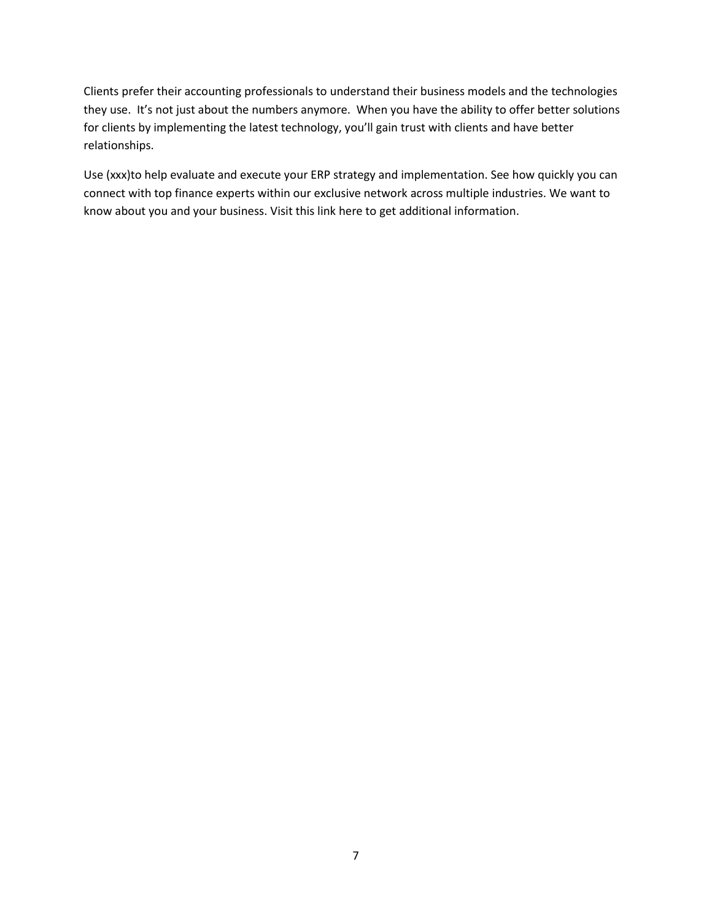Clients prefer their accounting professionals to understand their business models and the technologies they use. It's not just about the numbers anymore. When you have the ability to offer better solutions for clients by implementing the latest technology, you'll gain trust with clients and have better relationships.

Use (xxx)to help evaluate and execute your ERP strategy and implementation. See how quickly you can connect with top finance experts within our exclusive network across multiple industries. We want to know about you and your business. Visit this link here to get additional information.